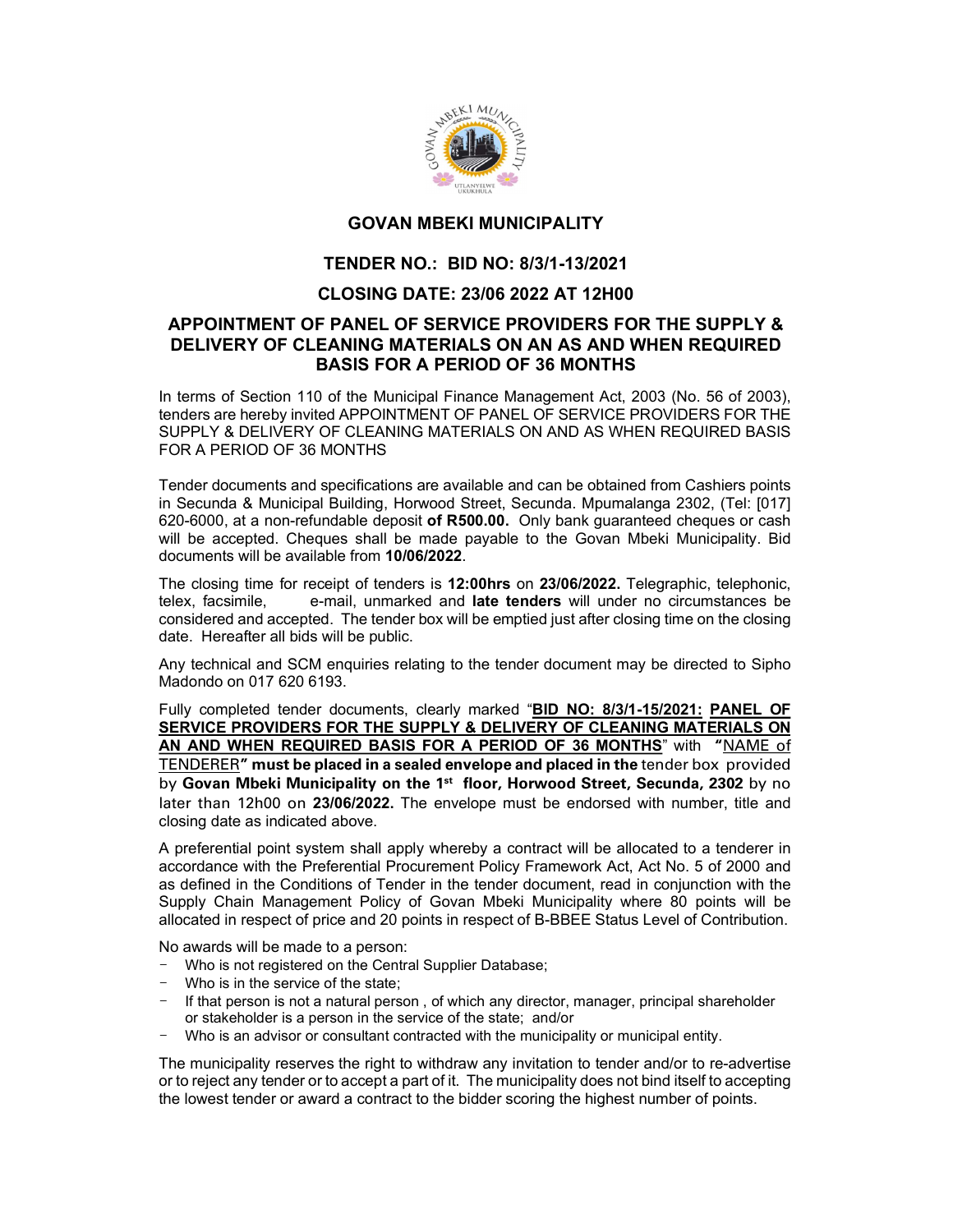# GOVAN MBEKI MUNICIPALITY

## TENDER NO.: BID NO: 8/3/1-13/2021

## CLOSING DATE: 23/06 2022 AT 12H00

## APPOINTMENT OF PANEL OF SERVICE PROVIDERS FOR THE SUPPLY & DELIVERY OF CLEANING MATERIALS ON AN AS AND WHEN REQUIRED BASIS FOR A PERIOD OF 36 MONTHS

In terms of Section 110 of the Municipal Finance Management Act, 2003 (No. 56 of 2003), tenders are hereby invited APPOINTMENT OF PANEL OF SERVICE PROVIDERS FOR THE SUPPLY & DELIVERY OF CLEANING MATERIALS ON AND AS WHEN REQUIRED BASIS FOR A PERIOD OF 36 MONTHS

Tender documents and specifications are available and can be obtained from Cashiers points in Secunda & Municipal Building, Horwood Street, Secunda. Mpumalanga 2302, (Tel: [017] 620-6000, at a non-refundable deposit **of R500.00.** Only bank guaranteed cheques or cash will be accepted. Cheques shall be made payable to the Govan Mbeki Municipality. Bid documents will be available from **10/06/2022**.

The closing time for receipt of tenders is **12:00hrs** on **23/06/2022.** Telegraphic, telephonic, telex, facsimile, e-mail, unmarked and **late tenders** will under no circumstances be considered and accepted. The tender box will be emptied just after closing time on the closing date. Hereafter all bids will be public.

Any technical and SCM enquiries relating to the tender document may be directed to Sipho Madondo on 017 620 6193.

Fully completed tender documents, clearly marked "**BID NO: 8/3/1-15/2021: PANEL OF SERVICE PROVIDERS FOR THE SUPPLY & DELIVERY OF CLEANING MATERIALS ON AN AND WHEN REQUIRED BASIS FOR A PERIOD OF 36 MONTHS**" with **"**NAME of TENDERER**" must be placed in a sealed envelope and placed in the** tender box provided by **Govan Mbeki Municipality on the 1st floor, Horwood Street, Secunda, 2302** by no later than 12h00 on **23/06/2022.** The envelope must be endorsed with number, title and closing date as indicated above.

A preferential point system shall apply whereby a contract will be allocated to a tenderer in accordance with the Preferential Procurement Policy Framework Act, Act No. 5 of 2000 and as defined in the Conditions of Tender in the tender document, read in conjunction with the Supply Chain Management Policy of Govan Mbeki Municipality where 80 points will be allocated in respect of price and 20 points in respect of B-BBEE Status Level of Contribution.

No awards will be made to a person:

- Who is not registered on the Central Supplier Database;
- Who is in the service of the state;
- If that person is not a natural person , of which any director, manager, principal shareholder or stakeholder is a person in the service of the state; and/or
- Who is an advisor or consultant contracted with the municipality or municipal entity.

The municipality reserves the right to withdraw any invitation to tender and/or to re-advertise or to reject any tender or to accept a part of it. The municipality does not bind itself to accepting the lowest tender or award a contract to the bidder scoring the highest number of points.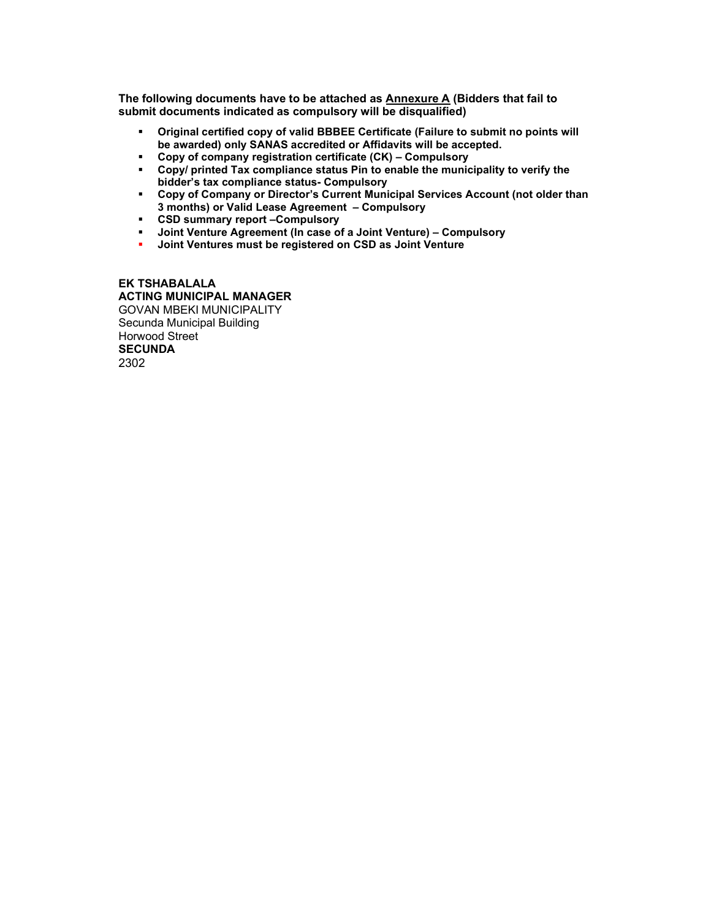**The following documents have to be attached as <u>Annexure A</u> (Bidders that fail to submit documents indicated as compulsory will be disqualified)**

- **Original certified copy of valid BBBEE Certificate (Failure to submit no points will be awarded) only SANAS accredited or Affidavits will be accepted.**
- **Copy of company registration certificate (CK) – Compulsory**
- **Copy/ printed Tax compliance status Pin to enable the municipality to verify the bidder's tax compliance status- Compulsory**
- **Copy of Company or Director's Current Municipal Services Account (not older than 3 months) or Valid Lease Agreement – Compulsory**
- **CSD summary report –Compulsory**
- **Joint Venture Agreement (In case of a Joint Venture) – Compulsory**
- **Joint Ventures must be registered on CSD as Joint Venture**

**EK TSHABALALA**
**ACTING MUNICIPAL MANAGER**
GOVAN MBEKI MUNICIPALITY
Secunda Municipal Building
Horwood Street
**SECUNDA**
2302